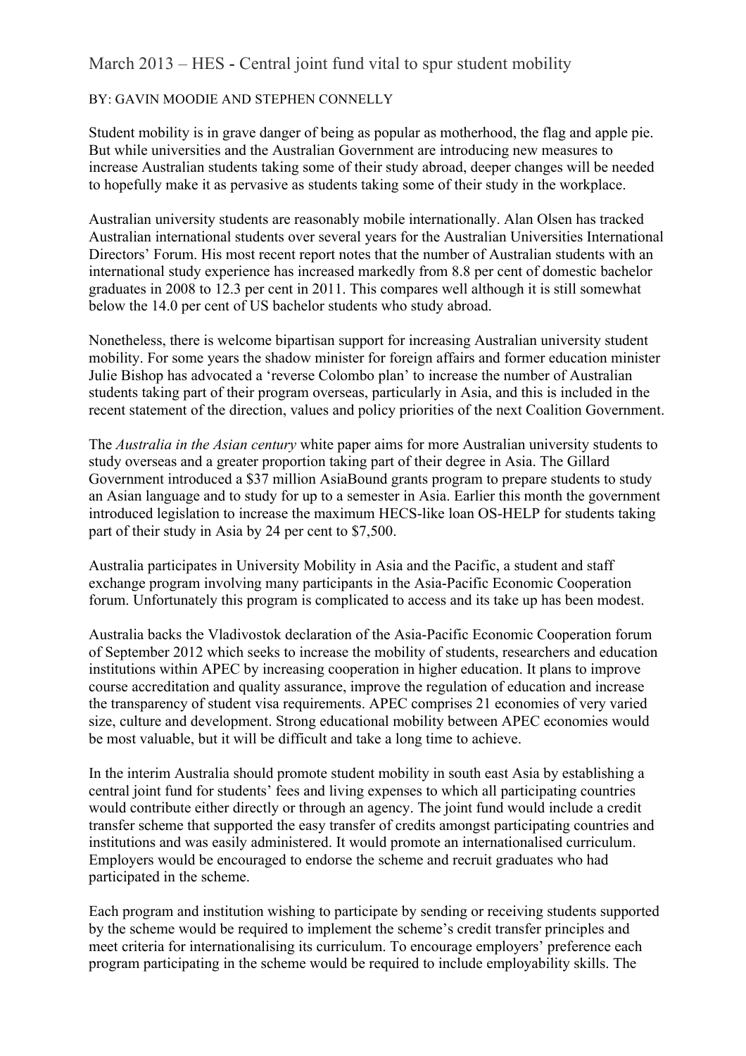# March 2013 – HES - Central joint fund vital to spur student mobility

BY: GAVIN MOODIE AND STEPHEN CONNELLY

Student mobility is in grave danger of being as popular as motherhood, the flag and apple pie. But while universities and the Australian Government are introducing new measures to increase Australian students taking some of their study abroad, deeper changes will be needed to hopefully make it as pervasive as students taking some of their study in the workplace.

Australian university students are reasonably mobile internationally. Alan Olsen has tracked Australian international students over several years for the Australian Universities International Directors' Forum. His most recent report notes that the number of Australian students with an international study experience has increased markedly from 8.8 per cent of domestic bachelor graduates in 2008 to 12.3 per cent in 2011. This compares well although it is still somewhat below the 14.0 per cent of US bachelor students who study abroad.

Nonetheless, there is welcome bipartisan support for increasing Australian university student mobility. For some years the shadow minister for foreign affairs and former education minister Julie Bishop has advocated a 'reverse Colombo plan' to increase the number of Australian students taking part of their program overseas, particularly in Asia, and this is included in the recent statement of the direction, values and policy priorities of the next Coalition Government.

The *Australia in the Asian century* white paper aims for more Australian university students to study overseas and a greater proportion taking part of their degree in Asia. The Gillard Government introduced a $37 million AsiaBound grants program to prepare students to study an Asian language and to study for up to a semester in Asia. Earlier this month the government introduced legislation to increase the maximum HECS-like loan OS-HELP for students taking part of their study in Asia by 24 per cent to $7,500.

Australia participates in University Mobility in Asia and the Pacific, a student and staff exchange program involving many participants in the Asia-Pacific Economic Cooperation forum. Unfortunately this program is complicated to access and its take up has been modest.

Australia backs the Vladivostok declaration of the Asia-Pacific Economic Cooperation forum of September 2012 which seeks to increase the mobility of students, researchers and education institutions within APEC by increasing cooperation in higher education. It plans to improve course accreditation and quality assurance, improve the regulation of education and increase the transparency of student visa requirements. APEC comprises 21 economies of very varied size, culture and development. Strong educational mobility between APEC economies would be most valuable, but it will be difficult and take a long time to achieve.

In the interim Australia should promote student mobility in south east Asia by establishing a central joint fund for students' fees and living expenses to which all participating countries would contribute either directly or through an agency. The joint fund would include a credit transfer scheme that supported the easy transfer of credits amongst participating countries and institutions and was easily administered. It would promote an internationalised curriculum. Employers would be encouraged to endorse the scheme and recruit graduates who had participated in the scheme.

Each program and institution wishing to participate by sending or receiving students supported by the scheme would be required to implement the scheme's credit transfer principles and meet criteria for internationalising its curriculum. To encourage employers' preference each program participating in the scheme would be required to include employability skills. The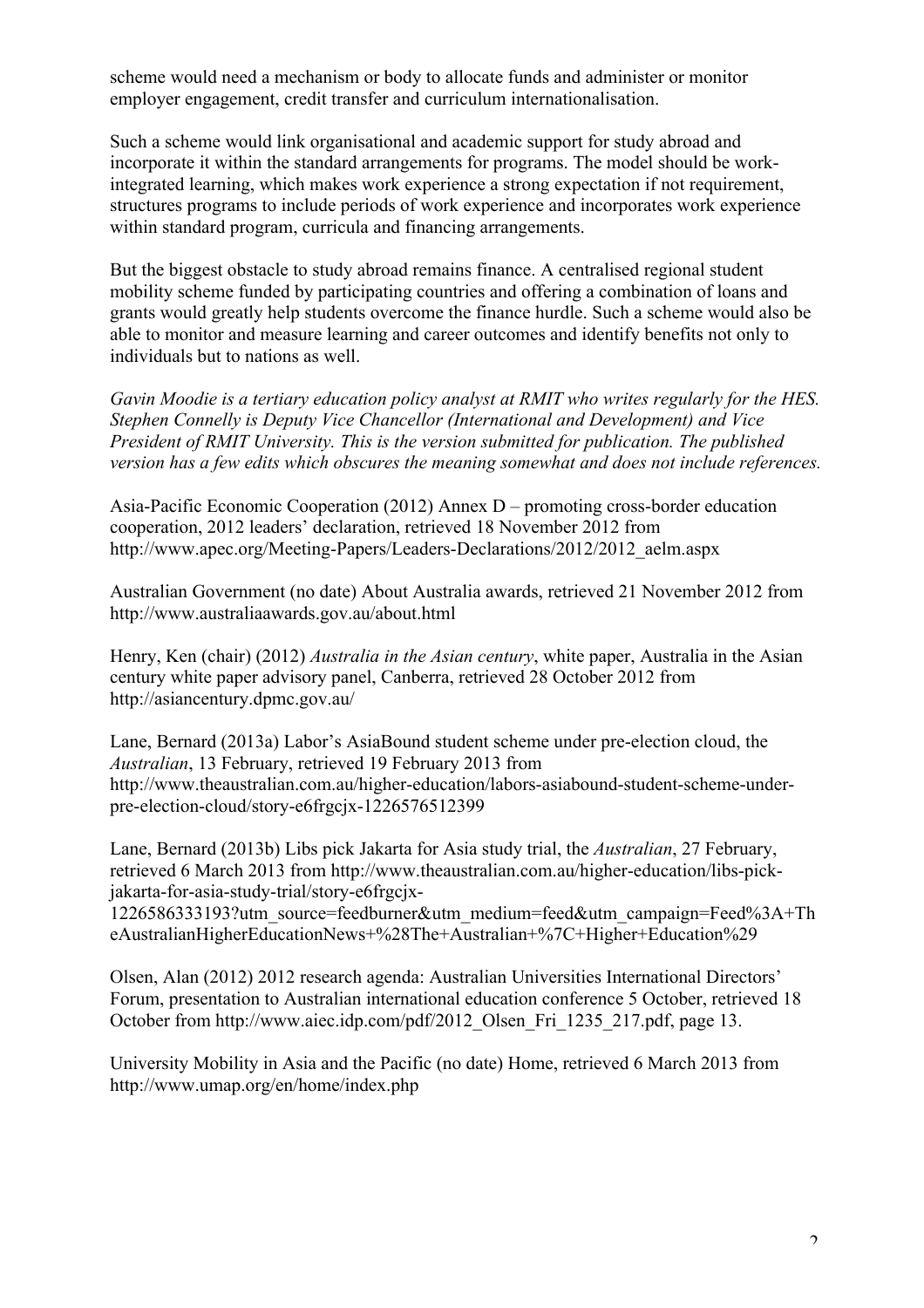scheme would need a mechanism or body to allocate funds and administer or monitor employer engagement, credit transfer and curriculum internationalisation.

Such a scheme would link organisational and academic support for study abroad and incorporate it within the standard arrangements for programs. The model should be work-integrated learning, which makes work experience a strong expectation if not requirement, structures programs to include periods of work experience and incorporates work experience within standard program, curricula and financing arrangements.

But the biggest obstacle to study abroad remains finance. A centralised regional student mobility scheme funded by participating countries and offering a combination of loans and grants would greatly help students overcome the finance hurdle. Such a scheme would also be able to monitor and measure learning and career outcomes and identify benefits not only to individuals but to nations as well.

*Gavin Moodie is a tertiary education policy analyst at RMIT who writes regularly for the HES. Stephen Connelly is Deputy Vice Chancellor (International and Development) and Vice President of RMIT University. This is the version submitted for publication. The published version has a few edits which obscures the meaning somewhat and does not include references.*

Asia-Pacific Economic Cooperation (2012) Annex D – promoting cross-border education cooperation, 2012 leaders' declaration, retrieved 18 November 2012 from http://www.apec.org/Meeting-Papers/Leaders-Declarations/2012/2012_aelm.aspx

Australian Government (no date) About Australia awards, retrieved 21 November 2012 from http://www.australiaawards.gov.au/about.html

Henry, Ken (chair) (2012) *Australia in the Asian century*, white paper, Australia in the Asian century white paper advisory panel, Canberra, retrieved 28 October 2012 from http://asiancentury.dpmc.gov.au/

Lane, Bernard (2013a) Labor's AsiaBound student scheme under pre-election cloud, the *Australian*, 13 February, retrieved 19 February 2013 from http://www.theaustralian.com.au/higher-education/labors-asiabound-student-scheme-under-pre-election-cloud/story-e6frgcjx-1226576512399

Lane, Bernard (2013b) Libs pick Jakarta for Asia study trial, the *Australian*, 27 February, retrieved 6 March 2013 from http://www.theaustralian.com.au/higher-education/libs-pick-jakarta-for-asia-study-trial/story-e6frgcjx-1226586333193?utm_source=feedburner&utm_medium=feed&utm_campaign=Feed%3A+TheAustralianHigherEducationNews+%28The+Australian+%7C+Higher+Education%29

Olsen, Alan (2012) 2012 research agenda: Australian Universities International Directors' Forum, presentation to Australian international education conference 5 October, retrieved 18 October from http://www.aiec.idp.com/pdf/2012_Olsen_Fri_1235_217.pdf, page 13.

University Mobility in Asia and the Pacific (no date) Home, retrieved 6 March 2013 from http://www.umap.org/en/home/index.php